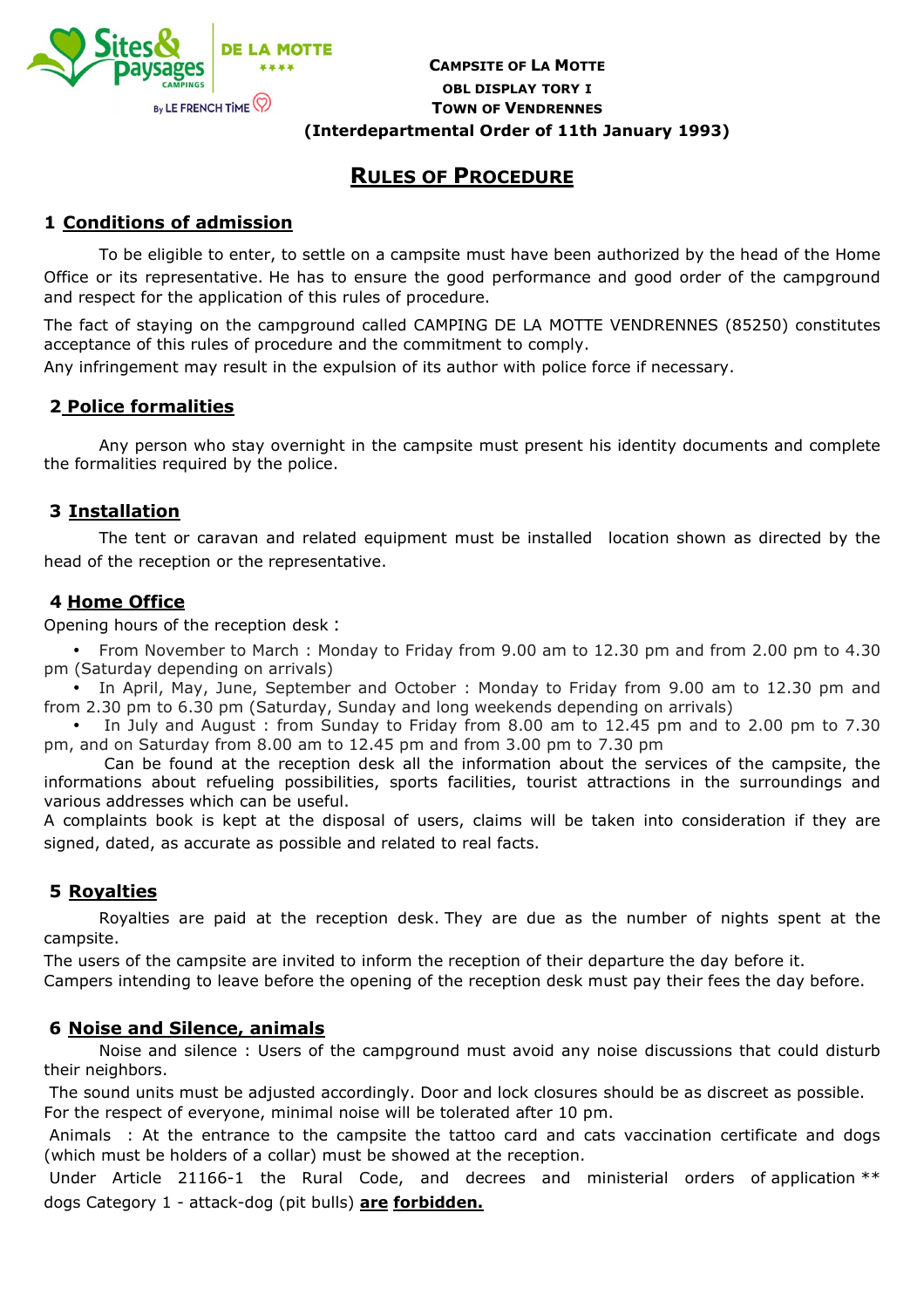Sites & Paysages CAMPINGS · DE LA MOTTE ★★★★ · By LE FRENCH TIME

**CAMPSITE OF LA MOTTE**
**OBL DISPLAY TORY I**
**TOWN OF VENDRENNES**
**(Interdepartmental Order of 11th January 1993)**

# RULES OF PROCEDURE

## 1 Conditions of admission

To be eligible to enter, to settle on a campsite must have been authorized by the head of the Home Office or its representative. He has to ensure the good performance and good order of the campground and respect for the application of this rules of procedure.

The fact of staying on the campground called CAMPING DE LA MOTTE VENDRENNES (85250) constitutes acceptance of this rules of procedure and the commitment to comply.

Any infringement may result in the expulsion of its author with police force if necessary.

## 2 Police formalities

Any person who stay overnight in the campsite must present his identity documents and complete the formalities required by the police.

## 3 Installation

The tent or caravan and related equipment must be installed location shown as directed by the head of the reception or the representative.

## 4 Home Office

Opening hours of the reception desk :

- From November to March : Monday to Friday from 9.00 am to 12.30 pm and from 2.00 pm to 4.30 pm (Saturday depending on arrivals)
- In April, May, June, September and October : Monday to Friday from 9.00 am to 12.30 pm and from 2.30 pm to 6.30 pm (Saturday, Sunday and long weekends depending on arrivals)
- In July and August : from Sunday to Friday from 8.00 am to 12.45 pm and to 2.00 pm to 7.30 pm, and on Saturday from 8.00 am to 12.45 pm and from 3.00 pm to 7.30 pm

Can be found at the reception desk all the information about the services of the campsite, the informations about refueling possibilities, sports facilities, tourist attractions in the surroundings and various addresses which can be useful.

A complaints book is kept at the disposal of users, claims will be taken into consideration if they are signed, dated, as accurate as possible and related to real facts.

## 5 Royalties

Royalties are paid at the reception desk. They are due as the number of nights spent at the campsite.

The users of the campsite are invited to inform the reception of their departure the day before it.

Campers intending to leave before the opening of the reception desk must pay their fees the day before.

## 6 Noise and Silence, animals

Noise and silence : Users of the campground must avoid any noise discussions that could disturb their neighbors.

The sound units must be adjusted accordingly. Door and lock closures should be as discreet as possible. For the respect of everyone, minimal noise will be tolerated after 10 pm.

Animals : At the entrance to the campsite the tattoo card and cats vaccination certificate and dogs (which must be holders of a collar) must be showed at the reception.

Under Article 21166-1 the Rural Code, and decrees and ministerial orders of application ** dogs Category 1 - attack-dog (pit bulls) **are** **forbidden.**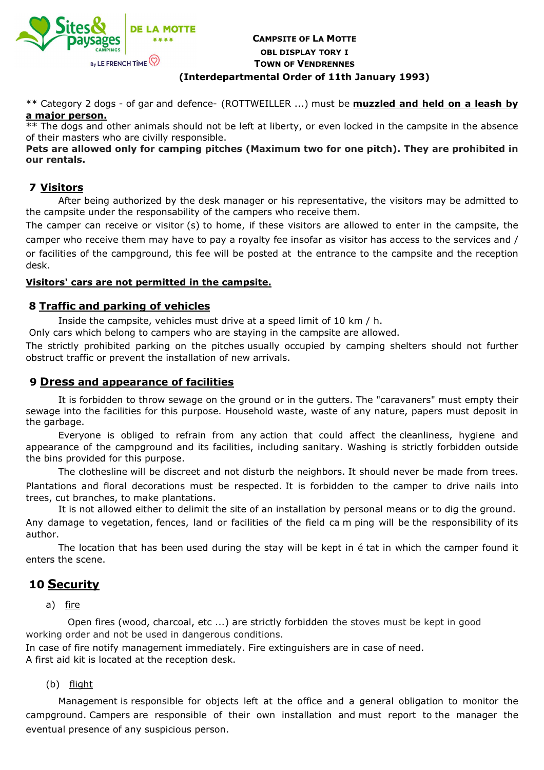**Campsite of La Motte**
**OBL DISPLAY TORY I**
**Town of Vendrennes**
**(Interdepartmental Order of 11th January 1993)**

** Category 2 dogs - of gar and defence- (ROTTWEILLER ...) must be **muzzled and held on a leash by a major person.**
** The dogs and other animals should not be left at liberty, or even locked in the campsite in the absence of their masters who are civilly responsible.
**Pets are allowed only for camping pitches (Maximum two for one pitch). They are prohibited in our rentals.**

## 7 Visitors

After being authorized by the desk manager or his representative, the visitors may be admitted to the campsite under the responsability of the campers who receive them.
The camper can receive or visitor (s) to home, if these visitors are allowed to enter in the campsite, the camper who receive them may have to pay a royalty fee insofar as visitor has access to the services and / or facilities of the campground, this fee will be posted at the entrance to the campsite and the reception desk.

**Visitors' cars are not permitted in the campsite.**

## 8 Traffic and parking of vehicles

Inside the campsite, vehicles must drive at a speed limit of 10 km / h.
Only cars which belong to campers who are staying in the campsite are allowed.
The strictly prohibited parking on the pitches usually occupied by camping shelters should not further obstruct traffic or prevent the installation of new arrivals.

## 9 Dress and appearance of facilities

It is forbidden to throw sewage on the ground or in the gutters. The "caravaners" must empty their sewage into the facilities for this purpose. Household waste, waste of any nature, papers must deposit in the garbage.

Everyone is obliged to refrain from any action that could affect the cleanliness, hygiene and appearance of the campground and its facilities, including sanitary. Washing is strictly forbidden outside the bins provided for this purpose.

The clothesline will be discreet and not disturb the neighbors. It should never be made from trees. Plantations and floral decorations must be respected. It is forbidden to the camper to drive nails into trees, cut branches, to make plantations.

It is not allowed either to delimit the site of an installation by personal means or to dig the ground. Any damage to vegetation, fences, land or facilities of the field ca m ping will be the responsibility of its author.

The location that has been used during the stay will be kept in é tat in which the camper found it enters the scene.

## 10 Security

a) fire

Open fires (wood, charcoal, etc ...) are strictly forbidden the stoves must be kept in good working order and not be used in dangerous conditions.
In case of fire notify management immediately. Fire extinguishers are in case of need.
A first aid kit is located at the reception desk.

(b) flight

Management is responsible for objects left at the office and a general obligation to monitor the campground. Campers are responsible of their own installation and must report to the manager the eventual presence of any suspicious person.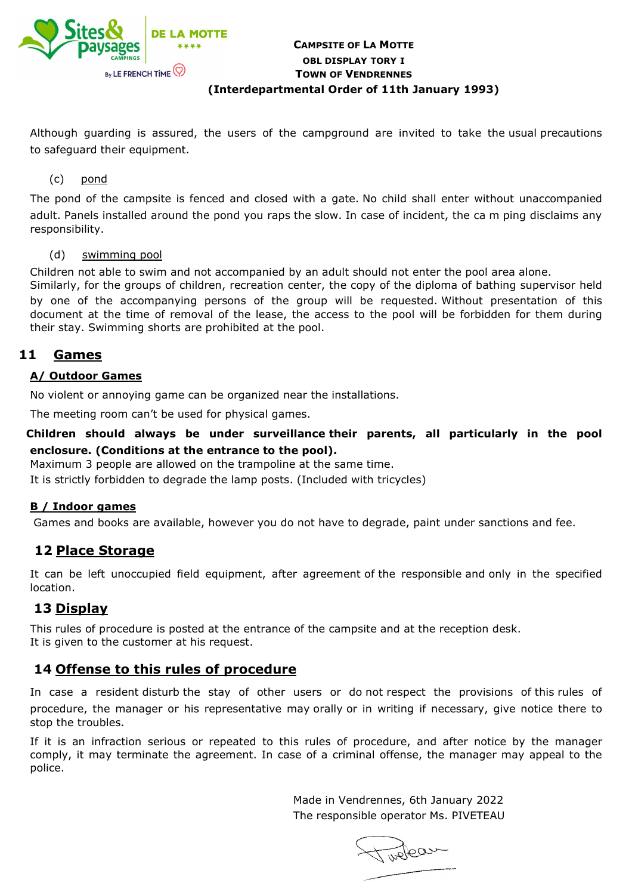**Campsite of La Motte**
**OBL DISPLAY TORY I**
**Town of Vendrennes**
**(Interdepartmental Order of 11th January 1993)**

Although guarding is assured, the users of the campground are invited to take the usual precautions to safeguard their equipment.

(c) pond

The pond of the campsite is fenced and closed with a gate. No child shall enter without unaccompanied adult. Panels installed around the pond you raps the slow. In case of incident, the ca m ping disclaims any responsibility.

(d) swimming pool

Children not able to swim and not accompanied by an adult should not enter the pool area alone.
Similarly, for the groups of children, recreation center, the copy of the diploma of bathing supervisor held by one of the accompanying persons of the group will be requested. Without presentation of this document at the time of removal of the lease, the access to the pool will be forbidden for them during their stay. Swimming shorts are prohibited at the pool.

## 11 Games

### A/ Outdoor Games

No violent or annoying game can be organized near the installations.

The meeting room can't be used for physical games.

**Children should always be under surveillance their parents, all particularly in the pool enclosure. (Conditions at the entrance to the pool).**
Maximum 3 people are allowed on the trampoline at the same time.
It is strictly forbidden to degrade the lamp posts. (Included with tricycles)

### B / Indoor games

Games and books are available, however you do not have to degrade, paint under sanctions and fee.

## 12 Place Storage

It can be left unoccupied field equipment, after agreement of the responsible and only in the specified location.

## 13 Display

This rules of procedure is posted at the entrance of the campsite and at the reception desk.
It is given to the customer at his request.

## 14 Offense to this rules of procedure

In case a resident disturb the stay of other users or do not respect the provisions of this rules of procedure, the manager or his representative may orally or in writing if necessary, give notice there to stop the troubles.

If it is an infraction serious or repeated to this rules of procedure, and after notice by the manager comply, it may terminate the agreement. In case of a criminal offense, the manager may appeal to the police.

Made in Vendrennes, 6th January 2022
The responsible operator Ms. PIVETEAU